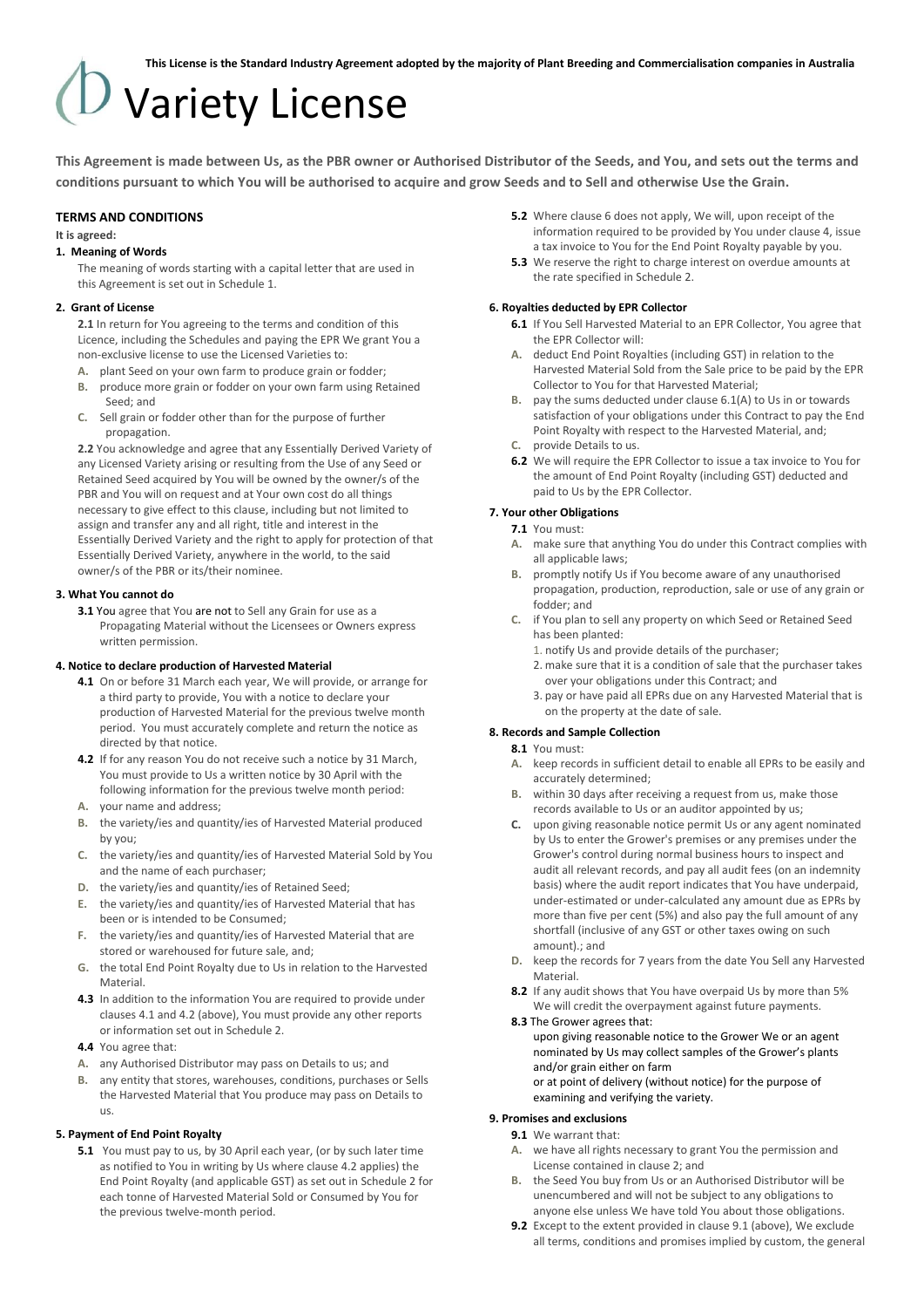This License is the Standard Industry Agreement adopted by the majority of Plant Breeding and Commercialisation companies in Australia

# Variety License

**This Agreement is made between Us, as the PBR owner or Authorised Distributor of the Seeds, and You, and sets out the terms and conditions pursuant to which You will be authorised to acquire and grow Seeds and to Sell and otherwise Use the Grain.**

## TERMS AND CONDITIONS

**It is agreed:**

### 1. Meaning of Words

The meaning of words starting with a capital letter that are used in this Agreement is set out in Schedule 1.

### 2. Grant of License

**2.1** In return for You agreeing to the terms and condition of this Licence, including the Schedules and paying the EPR We grant You a non-exclusive license to use the Licensed Varieties to:

- **A.** plant Seed on your own farm to produce grain or fodder;
- **B.** produce more grain or fodder on your own farm using Retained Seed; and
- **C.** Sell grain or fodder other than for the purpose of further propagation.

**2.2** You acknowledge and agree that any Essentially Derived Variety of any Licensed Variety arising or resulting from the Use of any Seed or Retained Seed acquired by You will be owned by the owner/s of the PBR and You will on request and at Your own cost do all things necessary to give effect to this clause, including but not limited to assign and transfer any and all right, title and interest in the Essentially Derived Variety and the right to apply for protection of that Essentially Derived Variety, anywhere in the world, to the said owner/s of the PBR or its/their nominee.

### 3. What You cannot do

**3.1** You agree that You are not to Sell any Grain for use as a Propagating Material without the Licensees or Owners express written permission.

### 4. Notice to declare production of Harvested Material

**4.1** On or before 31 March each year, We will provide, or arrange for a third party to provide, You with a notice to declare your production of Harvested Material for the previous twelve month period. You must accurately complete and return the notice as directed by that notice.

**4.2** If for any reason You do not receive such a notice by 31 March, You must provide to Us a written notice by 30 April with the following information for the previous twelve month period:

- **A.** your name and address;
- **B.** the variety/ies and quantity/ies of Harvested Material produced by you;
- **C.** the variety/ies and quantity/ies of Harvested Material Sold by You and the name of each purchaser;
- **D.** the variety/ies and quantity/ies of Retained Seed;
- **E.** the variety/ies and quantity/ies of Harvested Material that has been or is intended to be Consumed;
- **F.** the variety/ies and quantity/ies of Harvested Material that are stored or warehoused for future sale, and;
- **G.** the total End Point Royalty due to Us in relation to the Harvested Material.

**4.3** In addition to the information You are required to provide under clauses 4.1 and 4.2 (above), You must provide any other reports or information set out in Schedule 2.

**4.4** You agree that:

- **A.** any Authorised Distributor may pass on Details to us; and
- **B.** any entity that stores, warehouses, conditions, purchases or Sells the Harvested Material that You produce may pass on Details to us.

### 5. Payment of End Point Royalty

**5.1** You must pay to us, by 30 April each year, (or by such later time as notified to You in writing by Us where clause 4.2 applies) the End Point Royalty (and applicable GST) as set out in Schedule 2 for each tonne of Harvested Material Sold or Consumed by You for the previous twelve-month period.

**5.2** Where clause 6 does not apply, We will, upon receipt of the information required to be provided by You under clause 4, issue a tax invoice to You for the End Point Royalty payable by you.

**5.3** We reserve the right to charge interest on overdue amounts at the rate specified in Schedule 2.

### 6. Royalties deducted by EPR Collector

**6.1** If You Sell Harvested Material to an EPR Collector, You agree that the EPR Collector will:

- **A.** deduct End Point Royalties (including GST) in relation to the Harvested Material Sold from the Sale price to be paid by the EPR Collector to You for that Harvested Material;
- **B.** pay the sums deducted under clause 6.1(A) to Us in or towards satisfaction of your obligations under this Contract to pay the End Point Royalty with respect to the Harvested Material, and;
- **C.** provide Details to us.

**6.2** We will require the EPR Collector to issue a tax invoice to You for the amount of End Point Royalty (including GST) deducted and paid to Us by the EPR Collector.

### 7. Your other Obligations

**7.1** You must:

- **A.** make sure that anything You do under this Contract complies with all applicable laws;
- **B.** promptly notify Us if You become aware of any unauthorised propagation, production, reproduction, sale or use of any grain or fodder; and
- **C.** if You plan to sell any property on which Seed or Retained Seed has been planted:
  1. notify Us and provide details of the purchaser;
  2. make sure that it is a condition of sale that the purchaser takes over your obligations under this Contract; and
  3. pay or have paid all EPRs due on any Harvested Material that is on the property at the date of sale.

### 8. Records and Sample Collection

**8.1** You must:

- **A.** keep records in sufficient detail to enable all EPRs to be easily and accurately determined;
- **B.** within 30 days after receiving a request from us, make those records available to Us or an auditor appointed by us;
- **C.** upon giving reasonable notice permit Us or any agent nominated by Us to enter the Grower's premises or any premises under the Grower's control during normal business hours to inspect and audit all relevant records, and pay all audit fees (on an indemnity basis) where the audit report indicates that You have underpaid, under-estimated or under-calculated any amount due as EPRs by more than five per cent (5%) and also pay the full amount of any shortfall (inclusive of any GST or other taxes owing on such amount).; and
- **D.** keep the records for 7 years from the date You Sell any Harvested Material.

**8.2** If any audit shows that You have overpaid Us by more than 5% We will credit the overpayment against future payments.

**8.3** The Grower agrees that:
upon giving reasonable notice to the Grower We or an agent nominated by Us may collect samples of the Grower's plants and/or grain either on farm
or at point of delivery (without notice) for the purpose of examining and verifying the variety.

### 9. Promises and exclusions

**9.1** We warrant that:

- **A.** we have all rights necessary to grant You the permission and License contained in clause 2; and
- **B.** the Seed You buy from Us or an Authorised Distributor will be unencumbered and will not be subject to any obligations to anyone else unless We have told You about those obligations.

**9.2** Except to the extent provided in clause 9.1 (above), We exclude all terms, conditions and promises implied by custom, the general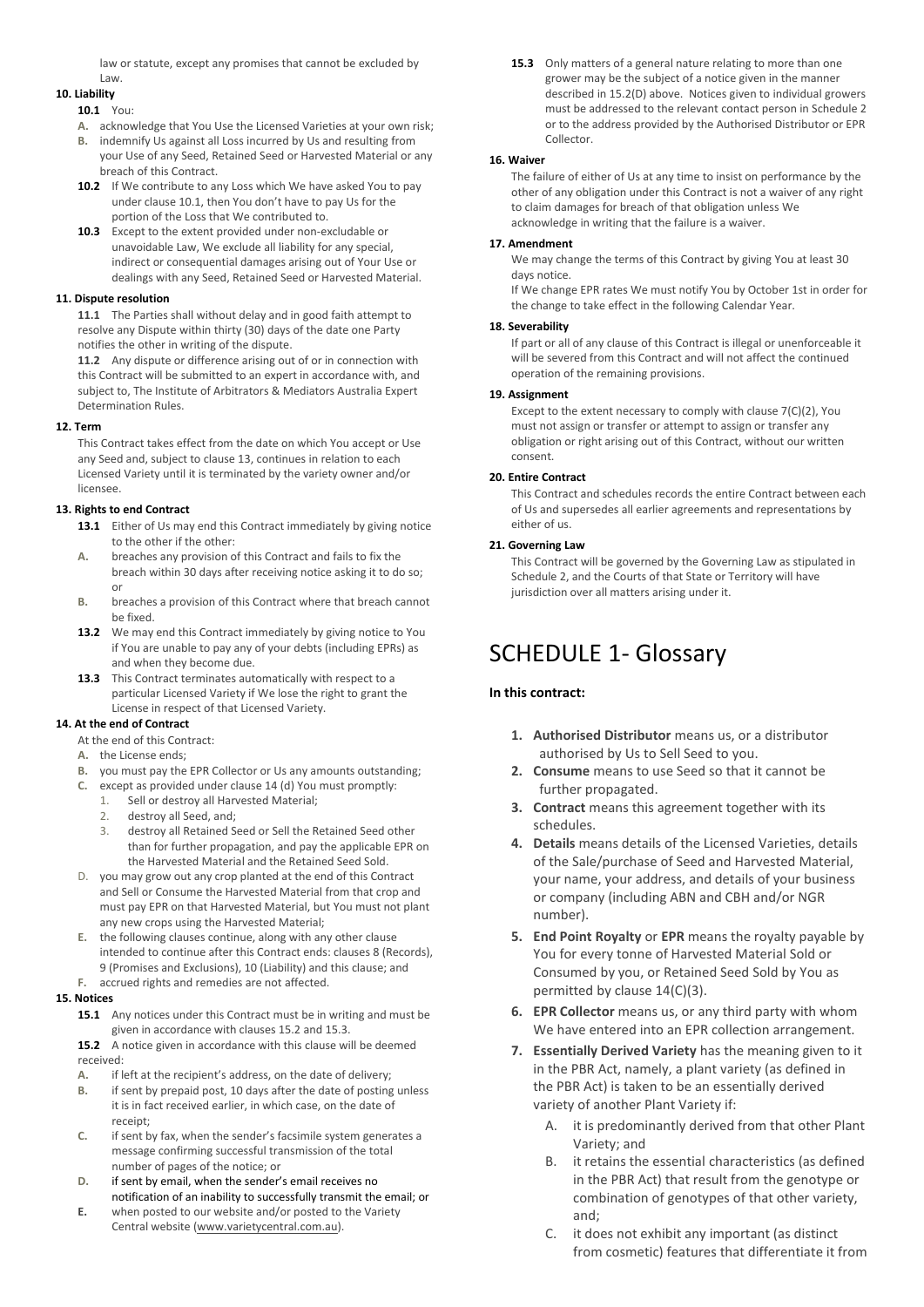law or statute, except any promises that cannot be excluded by Law.

**10. Liability**

**10.1** You:

A. acknowledge that You Use the Licensed Varieties at your own risk;

B. indemnify Us against all Loss incurred by Us and resulting from your Use of any Seed, Retained Seed or Harvested Material or any breach of this Contract.

**10.2** If We contribute to any Loss which We have asked You to pay under clause 10.1, then You don't have to pay Us for the portion of the Loss that We contributed to.

**10.3** Except to the extent provided under non-excludable or unavoidable Law, We exclude all liability for any special, indirect or consequential damages arising out of Your Use or dealings with any Seed, Retained Seed or Harvested Material.

**11. Dispute resolution**

**11.1** The Parties shall without delay and in good faith attempt to resolve any Dispute within thirty (30) days of the date one Party notifies the other in writing of the dispute.

**11.2** Any dispute or difference arising out of or in connection with this Contract will be submitted to an expert in accordance with, and subject to, The Institute of Arbitrators & Mediators Australia Expert Determination Rules.

**12. Term**

This Contract takes effect from the date on which You accept or Use any Seed and, subject to clause 13, continues in relation to each Licensed Variety until it is terminated by the variety owner and/or licensee.

**13. Rights to end Contract**

**13.1** Either of Us may end this Contract immediately by giving notice to the other if the other:

A. breaches any provision of this Contract and fails to fix the breach within 30 days after receiving notice asking it to do so; or

B. breaches a provision of this Contract where that breach cannot be fixed.

**13.2** We may end this Contract immediately by giving notice to You if You are unable to pay any of your debts (including EPRs) as and when they become due.

**13.3** This Contract terminates automatically with respect to a particular Licensed Variety if We lose the right to grant the License in respect of that Licensed Variety.

**14. At the end of Contract**

At the end of this Contract:

A. the License ends;

B. you must pay the EPR Collector or Us any amounts outstanding;

C. except as provided under clause 14 (d) You must promptly:
   1. Sell or destroy all Harvested Material;
   2. destroy all Seed, and;
   3. destroy all Retained Seed or Sell the Retained Seed other than for further propagation, and pay the applicable EPR on the Harvested Material and the Retained Seed Sold.

D. you may grow out any crop planted at the end of this Contract and Sell or Consume the Harvested Material from that crop and must pay EPR on that Harvested Material, but You must not plant any new crops using the Harvested Material;

E. the following clauses continue, along with any other clause intended to continue after this Contract ends: clauses 8 (Records), 9 (Promises and Exclusions), 10 (Liability) and this clause; and

F. accrued rights and remedies are not affected.

**15. Notices**

**15.1** Any notices under this Contract must be in writing and must be given in accordance with clauses 15.2 and 15.3.

**15.2** A notice given in accordance with this clause will be deemed received:

A. if left at the recipient's address, on the date of delivery;

B. if sent by prepaid post, 10 days after the date of posting unless it is in fact received earlier, in which case, on the date of receipt;

C. if sent by fax, when the sender's facsimile system generates a message confirming successful transmission of the total number of pages of the notice; or

D. if sent by email, when the sender's email receives no notification of an inability to successfully transmit the email; or

E. when posted to our website and/or posted to the Variety Central website (www.varietycentral.com.au).

**15.3** Only matters of a general nature relating to more than one grower may be the subject of a notice given in the manner described in 15.2(D) above. Notices given to individual growers must be addressed to the relevant contact person in Schedule 2 or to the address provided by the Authorised Distributor or EPR Collector.

**16. Waiver**

The failure of either of Us at any time to insist on performance by the other of any obligation under this Contract is not a waiver of any right to claim damages for breach of that obligation unless We acknowledge in writing that the failure is a waiver.

**17. Amendment**

We may change the terms of this Contract by giving You at least 30 days notice.

If We change EPR rates We must notify You by October 1st in order for the change to take effect in the following Calendar Year.

**18. Severability**

If part or all of any clause of this Contract is illegal or unenforceable it will be severed from this Contract and will not affect the continued operation of the remaining provisions.

**19. Assignment**

Except to the extent necessary to comply with clause 7(C)(2), You must not assign or transfer or attempt to assign or transfer any obligation or right arising out of this Contract, without our written consent.

**20. Entire Contract**

This Contract and schedules records the entire Contract between each of Us and supersedes all earlier agreements and representations by either of us.

**21. Governing Law**

This Contract will be governed by the Governing Law as stipulated in Schedule 2, and the Courts of that State or Territory will have jurisdiction over all matters arising under it.

# SCHEDULE 1- Glossary

**In this contract:**

1. **Authorised Distributor** means us, or a distributor authorised by Us to Sell Seed to you.
2. **Consume** means to use Seed so that it cannot be further propagated.
3. **Contract** means this agreement together with its schedules.
4. **Details** means details of the Licensed Varieties, details of the Sale/purchase of Seed and Harvested Material, your name, your address, and details of your business or company (including ABN and CBH and/or NGR number).
5. **End Point Royalty** or **EPR** means the royalty payable by You for every tonne of Harvested Material Sold or Consumed by you, or Retained Seed Sold by You as permitted by clause 14(C)(3).
6. **EPR Collector** means us, or any third party with whom We have entered into an EPR collection arrangement.
7. **Essentially Derived Variety** has the meaning given to it in the PBR Act, namely, a plant variety (as defined in the PBR Act) is taken to be an essentially derived variety of another Plant Variety if:
   A. it is predominantly derived from that other Plant Variety; and
   B. it retains the essential characteristics (as defined in the PBR Act) that result from the genotype or combination of genotypes of that other variety, and;
   C. it does not exhibit any important (as distinct from cosmetic) features that differentiate it from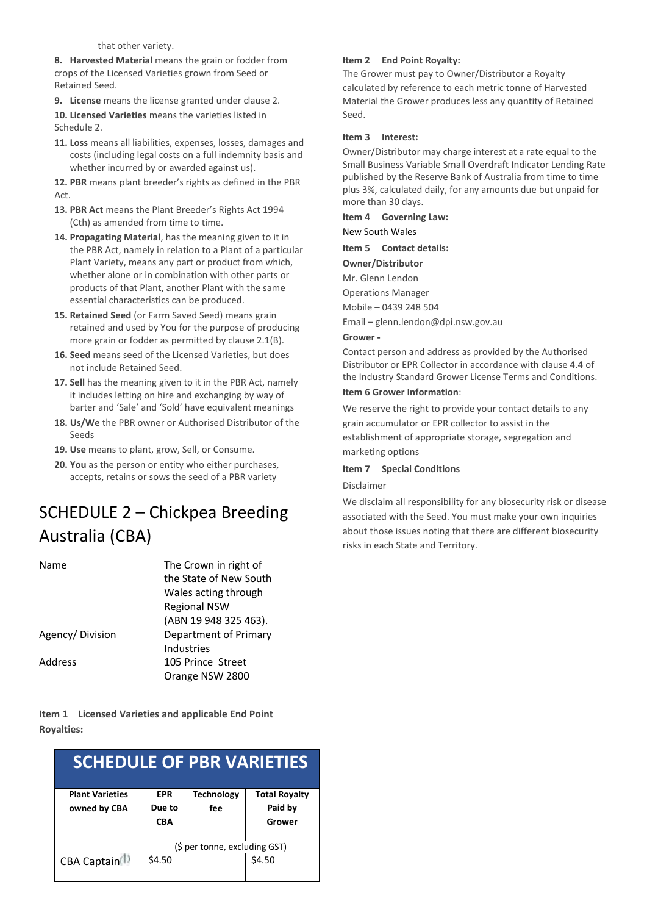that other variety.

8. **Harvested Material** means the grain or fodder from crops of the Licensed Varieties grown from Seed or Retained Seed.

9. **License** means the license granted under clause 2.

10. **Licensed Varieties** means the varieties listed in Schedule 2.

11. **Loss** means all liabilities, expenses, losses, damages and costs (including legal costs on a full indemnity basis and whether incurred by or awarded against us).

12. **PBR** means plant breeder's rights as defined in the PBR Act.

13. **PBR Act** means the Plant Breeder's Rights Act 1994 (Cth) as amended from time to time.

14. **Propagating Material**, has the meaning given to it in the PBR Act, namely in relation to a Plant of a particular Plant Variety, means any part or product from which, whether alone or in combination with other parts or products of that Plant, another Plant with the same essential characteristics can be produced.

15. **Retained Seed** (or Farm Saved Seed) means grain retained and used by You for the purpose of producing more grain or fodder as permitted by clause 2.1(B).

16. **Seed** means seed of the Licensed Varieties, but does not include Retained Seed.

17. **Sell** has the meaning given to it in the PBR Act, namely it includes letting on hire and exchanging by way of barter and 'Sale' and 'Sold' have equivalent meanings

18. **Us/We** the PBR owner or Authorised Distributor of the Seeds

19. **Use** means to plant, grow, Sell, or Consume.

20. **You** as the person or entity who either purchases, accepts, retains or sows the seed of a PBR variety

# SCHEDULE 2 – Chickpea Breeding Australia (CBA)

| | |
|---|---|
| Name | The Crown in right of the State of New South Wales acting through Regional NSW (ABN 19 948 325 463). |
| Agency/ Division | Department of Primary Industries |
| Address | 105 Prince Street Orange NSW 2800 |

**Item 1 Licensed Varieties and applicable End Point Royalties:**

**SCHEDULE OF PBR VARIETIES**

| Plant Varieties owned by CBA | EPR Due to CBA | Technology fee | Total Royalty Paid by Grower |
|---|---|---|---|
| | ($ per tonne, excluding GST) | | |
| CBA Captain | $4.50 | | $4.50 |
| | | | |

**Item 2 End Point Royalty:**

The Grower must pay to Owner/Distributor a Royalty calculated by reference to each metric tonne of Harvested Material the Grower produces less any quantity of Retained Seed.

**Item 3 Interest:**

Owner/Distributor may charge interest at a rate equal to the Small Business Variable Small Overdraft Indicator Lending Rate published by the Reserve Bank of Australia from time to time plus 3%, calculated daily, for any amounts due but unpaid for more than 30 days.

**Item 4 Governing Law:**

New South Wales

**Item 5 Contact details:**

**Owner/Distributor**

Mr. Glenn Lendon

Operations Manager

Mobile – 0439 248 504

Email – glenn.lendon@dpi.nsw.gov.au

**Grower -**

Contact person and address as provided by the Authorised Distributor or EPR Collector in accordance with clause 4.4 of the Industry Standard Grower License Terms and Conditions.

**Item 6 Grower Information**:

We reserve the right to provide your contact details to any grain accumulator or EPR collector to assist in the establishment of appropriate storage, segregation and marketing options

**Item 7 Special Conditions**

Disclaimer

We disclaim all responsibility for any biosecurity risk or disease associated with the Seed. You must make your own inquiries about those issues noting that there are different biosecurity risks in each State and Territory.